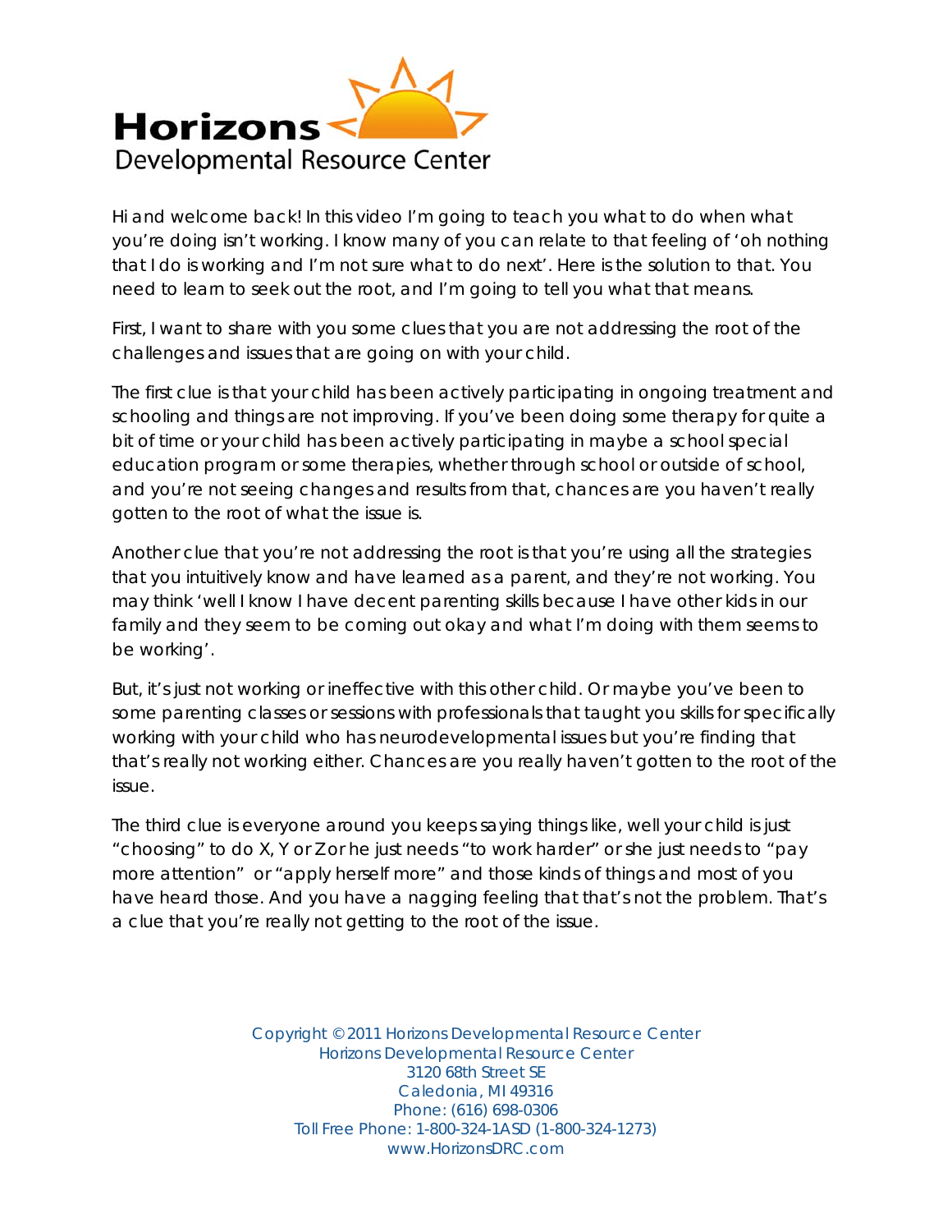# Horizons Developmental Resource Center

Hi and welcome back! In this video I'm going to teach you what to do when what you're doing isn't working. I know many of you can relate to that feeling of 'oh nothing that I do is working and I'm not sure what to do next'. Here is the solution to that. You need to learn to seek out the root, and I'm going to tell you what that means.

First, I want to share with you some clues that you are not addressing the root of the challenges and issues that are going on with your child.

The first clue is that your child has been actively participating in ongoing treatment and schooling and things are not improving. If you've been doing some therapy for quite a bit of time or your child has been actively participating in maybe a school special education program or some therapies, whether through school or outside of school, and you're not seeing changes and results from that, chances are you haven't really gotten to the root of what the issue is.

Another clue that you're not addressing the root is that you're using all the strategies that you intuitively know and have learned as a parent, and they're not working. You may think 'well I know I have decent parenting skills because I have other kids in our family and they seem to be coming out okay and what I'm doing with them seems to be working'.

But, it's just not working or ineffective with this other child. Or maybe you've been to some parenting classes or sessions with professionals that taught you skills for specifically working with your child who has neurodevelopmental issues but you're finding that that's really not working either. Chances are you really haven't gotten to the root of the issue.

The third clue is everyone around you keeps saying things like, well your child is just "choosing" to do X, Y or Z or he just needs "to work harder" or she just needs to "pay more attention" or "apply herself more" and those kinds of things and most of you have heard those. And you have a nagging feeling that that's not the problem. That's a clue that you're really not getting to the root of the issue.

Copyright © 2011 Horizons Developmental Resource Center
Horizons Developmental Resource Center
3120 68th Street SE
Caledonia, MI 49316
Phone: (616) 698-0306
Toll Free Phone: 1-800-324-1ASD (1-800-324-1273)
www.HorizonsDRC.com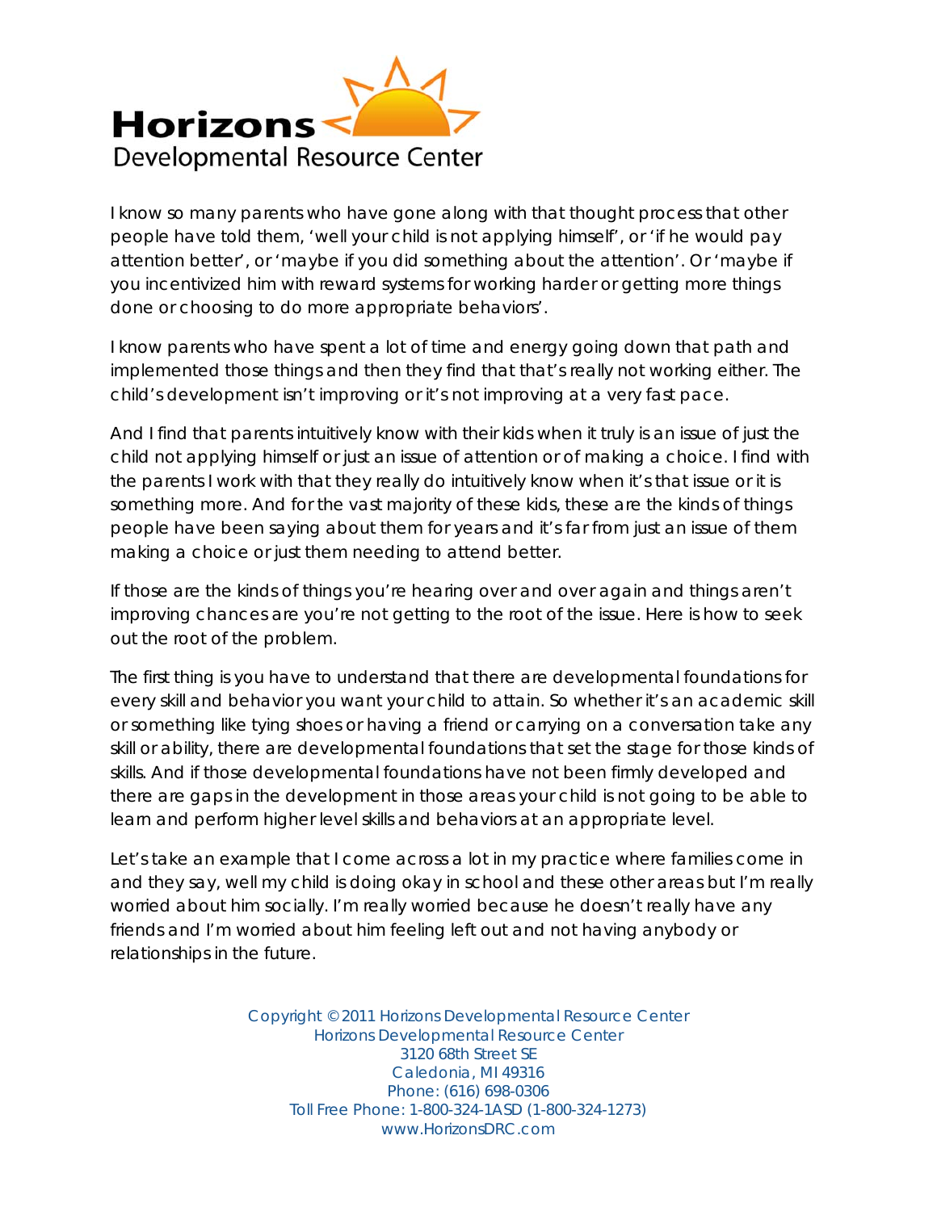I know so many parents who have gone along with that thought process that other people have told them, 'well your child is not applying himself', or 'if he would pay attention better', or 'maybe if you did something about the attention'. Or 'maybe if you incentivized him with reward systems for working harder or getting more things done or choosing to do more appropriate behaviors'.

I know parents who have spent a lot of time and energy going down that path and implemented those things and then they find that that's really not working either. The child's development isn't improving or it's not improving at a very fast pace.

And I find that parents intuitively know with their kids when it truly is an issue of just the child not applying himself or just an issue of attention or of making a choice. I find with the parents I work with that they really do intuitively know when it's that issue or it is something more. And for the vast majority of these kids, these are the kinds of things people have been saying about them for years and it's far from just an issue of them making a choice or just them needing to attend better.

If those are the kinds of things you're hearing over and over again and things aren't improving chances are you're not getting to the root of the issue. Here is how to seek out the root of the problem.

The first thing is you have to understand that there are developmental foundations for every skill and behavior you want your child to attain. So whether it's an academic skill or something like tying shoes or having a friend or carrying on a conversation take any skill or ability, there are developmental foundations that set the stage for those kinds of skills. And if those developmental foundations have not been firmly developed and there are gaps in the development in those areas your child is not going to be able to learn and perform higher level skills and behaviors at an appropriate level.

Let's take an example that I come across a lot in my practice where families come in and they say, well my child is doing okay in school and these other areas but I'm really worried about him socially. I'm really worried because he doesn't really have any friends and I'm worried about him feeling left out and not having anybody or relationships in the future.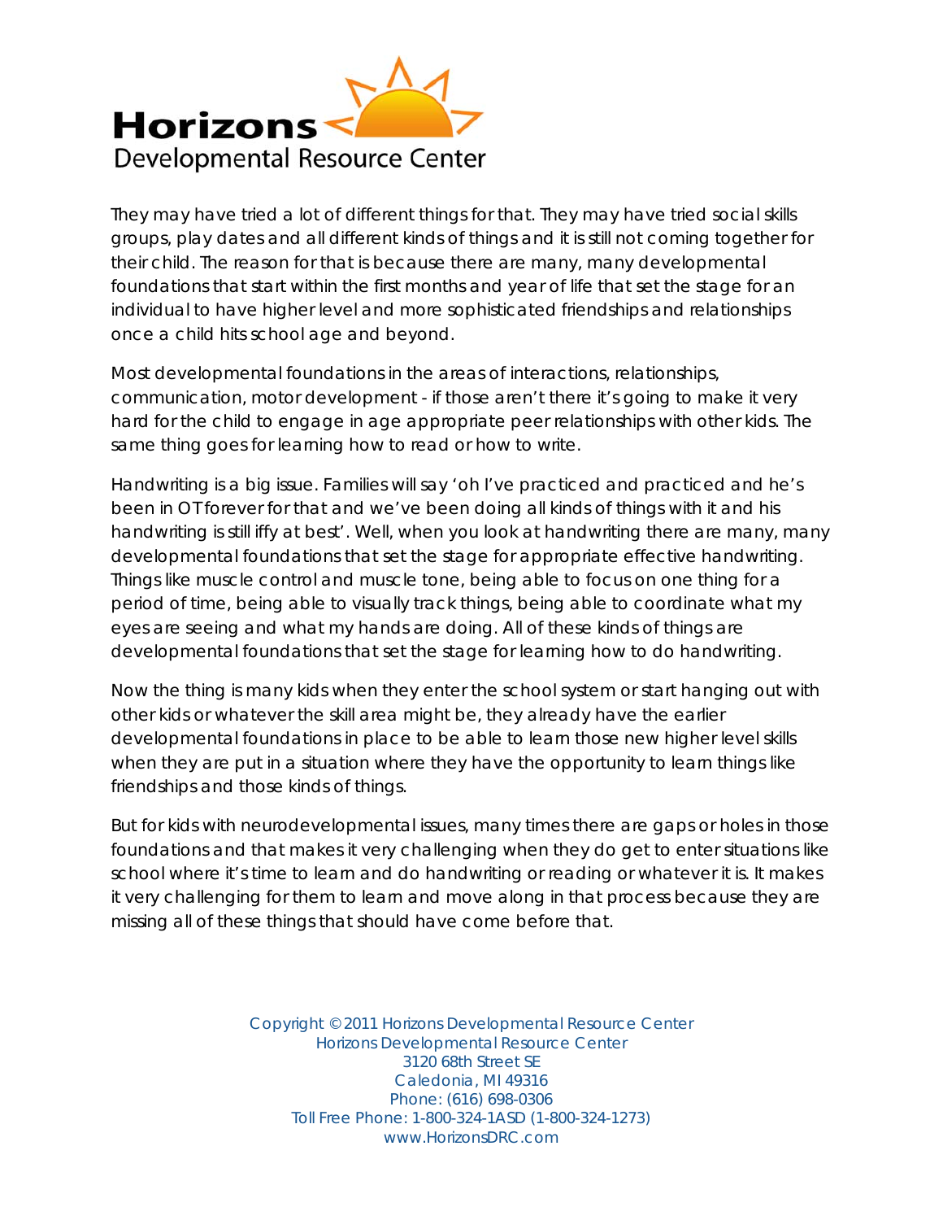They may have tried a lot of different things for that. They may have tried social skills groups, play dates and all different kinds of things and it is still not coming together for their child. The reason for that is because there are many, many developmental foundations that start within the first months and year of life that set the stage for an individual to have higher level and more sophisticated friendships and relationships once a child hits school age and beyond.

Most developmental foundations in the areas of interactions, relationships, communication, motor development - if those aren't there it's going to make it very hard for the child to engage in age appropriate peer relationships with other kids. The same thing goes for learning how to read or how to write.

Handwriting is a big issue. Families will say 'oh I've practiced and practiced and he's been in OT forever for that and we've been doing all kinds of things with it and his handwriting is still iffy at best'. Well, when you look at handwriting there are many, many developmental foundations that set the stage for appropriate effective handwriting. Things like muscle control and muscle tone, being able to focus on one thing for a period of time, being able to visually track things, being able to coordinate what my eyes are seeing and what my hands are doing. All of these kinds of things are developmental foundations that set the stage for learning how to do handwriting.

Now the thing is many kids when they enter the school system or start hanging out with other kids or whatever the skill area might be, they already have the earlier developmental foundations in place to be able to learn those new higher level skills when they are put in a situation where they have the opportunity to learn things like friendships and those kinds of things.

But for kids with neurodevelopmental issues, many times there are gaps or holes in those foundations and that makes it very challenging when they do get to enter situations like school where it's time to learn and do handwriting or reading or whatever it is. It makes it very challenging for them to learn and move along in that process because they are missing all of these things that should have come before that.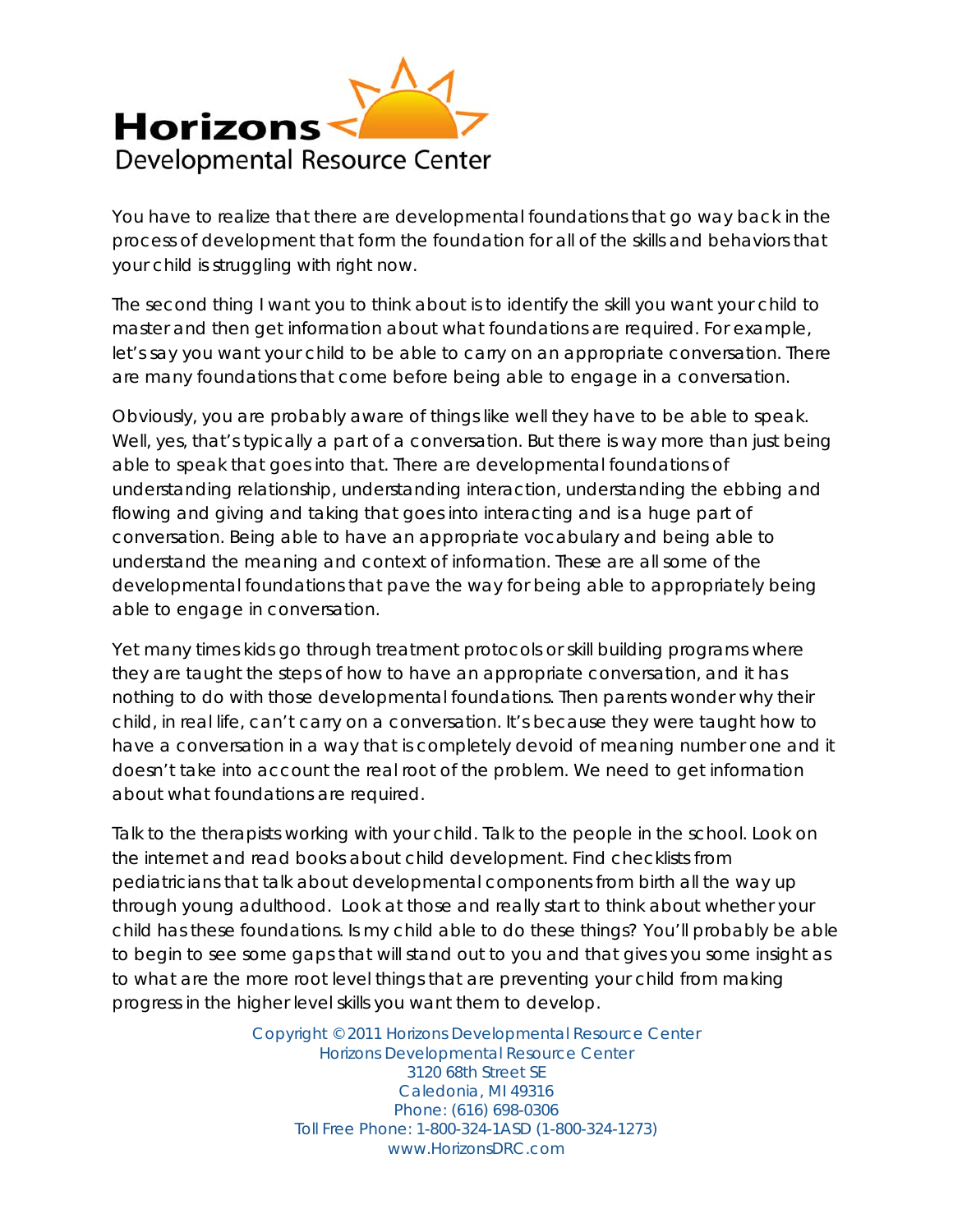Horizons
Developmental Resource Center

You have to realize that there are developmental foundations that go way back in the process of development that form the foundation for all of the skills and behaviors that your child is struggling with right now.

The second thing I want you to think about is to identify the skill you want your child to master and then get information about what foundations are required. For example, let's say you want your child to be able to carry on an appropriate conversation. There are many foundations that come before being able to engage in a conversation.

Obviously, you are probably aware of things like well they have to be able to speak. Well, yes, that's typically a part of a conversation. But there is way more than just being able to speak that goes into that. There are developmental foundations of understanding relationship, understanding interaction, understanding the ebbing and flowing and giving and taking that goes into interacting and is a huge part of conversation. Being able to have an appropriate vocabulary and being able to understand the meaning and context of information. These are all some of the developmental foundations that pave the way for being able to appropriately being able to engage in conversation.

Yet many times kids go through treatment protocols or skill building programs where they are taught the steps of how to have an appropriate conversation, and it has nothing to do with those developmental foundations. Then parents wonder why their child, in real life, can't carry on a conversation. It's because they were taught how to have a conversation in a way that is completely devoid of meaning number one and it doesn't take into account the real root of the problem. We need to get information about what foundations are required.

Talk to the therapists working with your child. Talk to the people in the school. Look on the internet and read books about child development. Find checklists from pediatricians that talk about developmental components from birth all the way up through young adulthood. Look at those and really start to think about whether your child has these foundations. Is my child able to do these things? You'll probably be able to begin to see some gaps that will stand out to you and that gives you some insight as to what are the more root level things that are preventing your child from making progress in the higher level skills you want them to develop.

Copyright © 2011 Horizons Developmental Resource Center
Horizons Developmental Resource Center
3120 68th Street SE
Caledonia, MI 49316
Phone: (616) 698-0306
Toll Free Phone: 1-800-324-1ASD (1-800-324-1273)
www.HorizonsDRC.com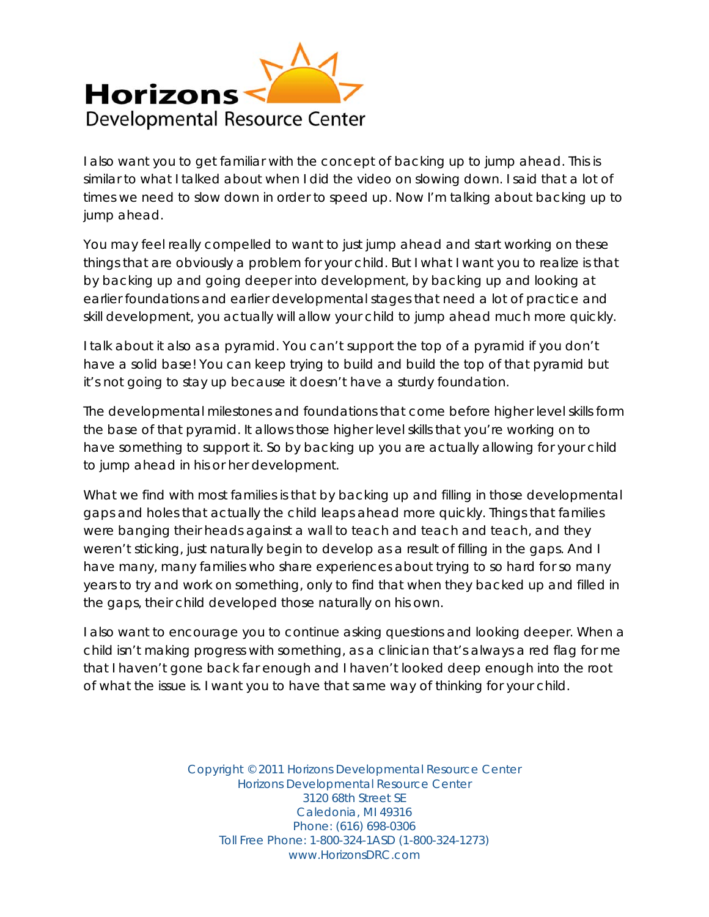I also want you to get familiar with the concept of backing up to jump ahead. This is similar to what I talked about when I did the video on slowing down. I said that a lot of times we need to slow down in order to speed up. Now I'm talking about backing up to jump ahead.

You may feel really compelled to want to just jump ahead and start working on these things that are obviously a problem for your child. But I what I want you to realize is that by backing up and going deeper into development, by backing up and looking at earlier foundations and earlier developmental stages that need a lot of practice and skill development, you actually will allow your child to jump ahead much more quickly.

I talk about it also as a pyramid. You can't support the top of a pyramid if you don't have a solid base! You can keep trying to build and build the top of that pyramid but it's not going to stay up because it doesn't have a sturdy foundation.

The developmental milestones and foundations that come before higher level skills form the base of that pyramid. It allows those higher level skills that you're working on to have something to support it. So by backing up you are actually allowing for your child to jump ahead in his or her development.

What we find with most families is that by backing up and filling in those developmental gaps and holes that actually the child leaps ahead more quickly. Things that families were banging their heads against a wall to teach and teach and teach, and they weren't sticking, just naturally begin to develop as a result of filling in the gaps. And I have many, many families who share experiences about trying to so hard for so many years to try and work on something, only to find that when they backed up and filled in the gaps, their child developed those naturally on his own.

I also want to encourage you to continue asking questions and looking deeper. When a child isn't making progress with something, as a clinician that's always a red flag for me that I haven't gone back far enough and I haven't looked deep enough into the root of what the issue is. I want you to have that same way of thinking for your child.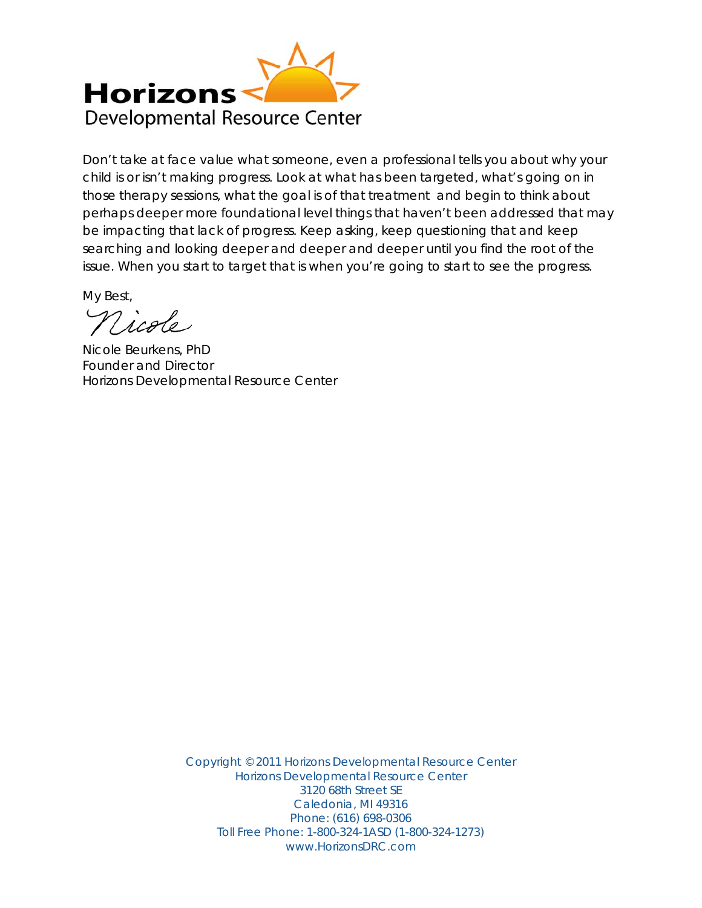Horizons Developmental Resource Center

Don't take at face value what someone, even a professional tells you about why your child is or isn't making progress. Look at what has been targeted, what's going on in those therapy sessions, what the goal is of that treatment and begin to think about perhaps deeper more foundational level things that haven't been addressed that may be impacting that lack of progress. Keep asking, keep questioning that and keep searching and looking deeper and deeper and deeper until you find the root of the issue. When you start to target that is when you're going to start to see the progress.

My Best,

Nicole

Nicole Beurkens, PhD
Founder and Director
Horizons Developmental Resource Center

Copyright © 2011 Horizons Developmental Resource Center
Horizons Developmental Resource Center
3120 68th Street SE
Caledonia, MI 49316
Phone: (616) 698-0306
Toll Free Phone: 1-800-324-1ASD (1-800-324-1273)
www.HorizonsDRC.com